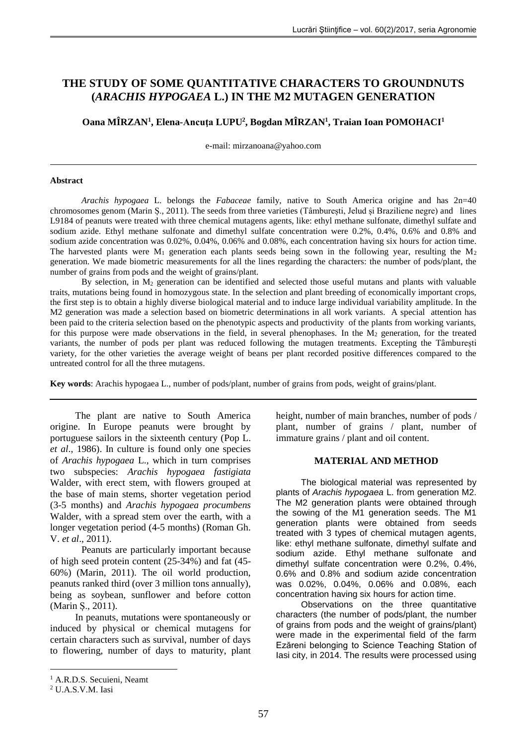# THE STUDY OF SOME QUANTITATIVE CHARACTERS TO GROUNDNUTS (*ARACHIS HYPOGAEA* L.) IN THE M2 MUTAGEN GENERATION

**Oana MÎRZAN[1], Elena-Ancuța LUPU[2], Bogdan MÎRZAN[1], Traian Ioan POMOHACI[1]**

e-mail: mirzanoana@yahoo.com

---

**Abstract**

*Arachis hypogaea* L. belongs the *Fabaceae* family, native to South America origine and has 2n=40 chromosomes genom (Marin Ș., 2011). The seeds from three varieties (Tâmburești, Jelud și Braziliene negre) and lines L9184 of peanuts were treated with three chemical mutagens agents, like: ethyl methane sulfonate, dimethyl sulfate and sodium azide. Ethyl methane sulfonate and dimethyl sulfate concentration were 0.2%, 0.4%, 0.6% and 0.8% and sodium azide concentration was 0.02%, 0.04%, 0.06% and 0.08%, each concentration having six hours for action time. The harvested plants were $M_1$ generation each plants seeds being sown in the following year, resulting the $M_2$ generation. We made biometric measurements for all the lines regarding the characters: the number of pods/plant, the number of grains from pods and the weight of grains/plant.

By selection, in $M_2$ generation can be identified and selected those useful mutans and plants with valuable traits, mutations being found in homozygous state. In the selection and plant breeding of economically important crops, the first step is to obtain a highly diverse biological material and to induce large individual variability amplitude. In the M2 generation was made a selection based on biometric determinations in all work variants. A special attention has been paid to the criteria selection based on the phenotypic aspects and productivity of the plants from working variants, for this purpose were made observations in the field, in several phenophases. In the $M_2$ generation, for the treated variants, the number of pods per plant was reduced following the mutagen treatments. Excepting the Tâmburești variety, for the other varieties the average weight of beans per plant recorded positive differences compared to the untreated control for all the three mutagens.

**Key words**: Arachis hypogaea L., number of pods/plant, number of grains from pods, weight of grains/plant.

---

The plant are native to South America origine. In Europe peanuts were brought by portuguese sailors in the sixteenth century (Pop L. *et al*., 1986). In culture is found only one species of *Arachis hypogaea* L., which in turn comprises two subspecies: *Arachis hypogaea fastigiata* Walder, with erect stem, with flowers grouped at the base of main stems, shorter vegetation period (3-5 months) and *Arachis hypogaea procumbens* Walder, with a spread stem over the earth, with a longer vegetation period (4-5 months) (Roman Gh. V. *et al*., 2011).

Peanuts are particularly important because of high seed protein content (25-34%) and fat (45-60%) (Marin, 2011). The oil world production, peanuts ranked third (over 3 million tons annually), being as soybean, sunflower and before cotton (Marin Ș., 2011).

In peanuts, mutations were spontaneously or induced by physical or chemical mutagens for certain characters such as survival, number of days to flowering, number of days to maturity, plant height, number of main branches, number of pods / plant, number of grains / plant, number of immature grains / plant and oil content.

## MATERIAL AND METHOD

The biological material was represented by plants of *Arachis hypogaea* L. from generation M2. The M2 generation plants were obtained through the sowing of the M1 generation seeds. The M1 generation plants were obtained from seeds treated with 3 types of chemical mutagen agents, like: ethyl methane sulfonate, dimethyl sulfate and sodium azide. Ethyl methane sulfonate and dimethyl sulfate concentration were 0.2%, 0.4%, 0.6% and 0.8% and sodium azide concentration was 0.02%, 0.04%, 0.06% and 0.08%, each concentration having six hours for action time.

Observations on the three quantitative characters (the number of pods/plant, the number of grains from pods and the weight of grains/plant) were made in the experimental field of the farm Ezăreni belonging to Science Teaching Station of Iasi city, in 2014. The results were processed using

---

[1] A.R.D.S. Secuieni, Neamt

[2] U.A.S.V.M. Iasi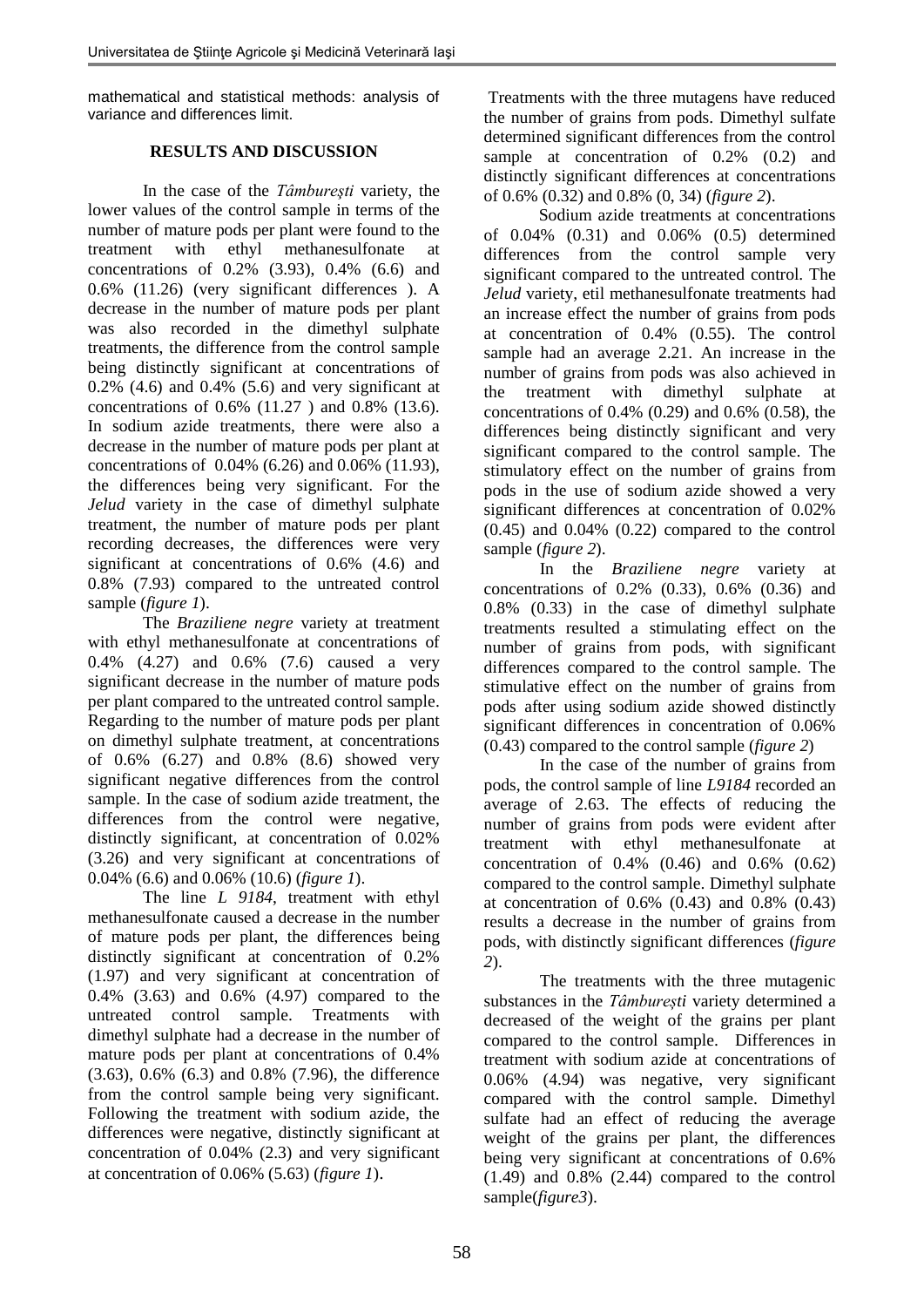mathematical and statistical methods: analysis of variance and differences limit.

## RESULTS AND DISCUSSION

In the case of the *Tâmburești* variety, the lower values of the control sample in terms of the number of mature pods per plant were found to the treatment with ethyl methanesulfonate at concentrations of 0.2% (3.93), 0.4% (6.6) and 0.6% (11.26) (very significant differences ). A decrease in the number of mature pods per plant was also recorded in the dimethyl sulphate treatments, the difference from the control sample being distinctly significant at concentrations of 0.2% (4.6) and 0.4% (5.6) and very significant at concentrations of 0.6% (11.27 ) and 0.8% (13.6). In sodium azide treatments, there were also a decrease in the number of mature pods per plant at concentrations of 0.04% (6.26) and 0.06% (11.93), the differences being very significant. For the *Jelud* variety in the case of dimethyl sulphate treatment, the number of mature pods per plant recording decreases, the differences were very significant at concentrations of 0.6% (4.6) and 0.8% (7.93) compared to the untreated control sample (*figure 1*).

The *Braziliene negre* variety at treatment with ethyl methanesulfonate at concentrations of 0.4% (4.27) and 0.6% (7.6) caused a very significant decrease in the number of mature pods per plant compared to the untreated control sample. Regarding to the number of mature pods per plant on dimethyl sulphate treatment, at concentrations of 0.6% (6.27) and 0.8% (8.6) showed very significant negative differences from the control sample. In the case of sodium azide treatment, the differences from the control were negative, distinctly significant, at concentration of 0.02% (3.26) and very significant at concentrations of 0.04% (6.6) and 0.06% (10.6) (*figure 1*).

The line *L 9184*, treatment with ethyl methanesulfonate caused a decrease in the number of mature pods per plant, the differences being distinctly significant at concentration of 0.2% (1.97) and very significant at concentration of 0.4% (3.63) and 0.6% (4.97) compared to the untreated control sample. Treatments with dimethyl sulphate had a decrease in the number of mature pods per plant at concentrations of 0.4% (3.63), 0.6% (6.3) and 0.8% (7.96), the difference from the control sample being very significant. Following the treatment with sodium azide, the differences were negative, distinctly significant at concentration of 0.04% (2.3) and very significant at concentration of 0.06% (5.63) (*figure 1*).

Treatments with the three mutagens have reduced the number of grains from pods. Dimethyl sulfate determined significant differences from the control sample at concentration of 0.2% (0.2) and distinctly significant differences at concentrations of 0.6% (0.32) and 0.8% (0, 34) (*figure 2*).

Sodium azide treatments at concentrations of 0.04% (0.31) and 0.06% (0.5) determined differences from the control sample very significant compared to the untreated control. The *Jelud* variety, etil methanesulfonate treatments had an increase effect the number of grains from pods at concentration of 0.4% (0.55). The control sample had an average 2.21. An increase in the number of grains from pods was also achieved in the treatment with dimethyl sulphate at concentrations of 0.4% (0.29) and 0.6% (0.58), the differences being distinctly significant and very significant compared to the control sample. The stimulatory effect on the number of grains from pods in the use of sodium azide showed a very significant differences at concentration of 0.02% (0.45) and 0.04% (0.22) compared to the control sample (*figure 2*).

In the *Braziliene negre* variety at concentrations of 0.2% (0.33), 0.6% (0.36) and 0.8% (0.33) in the case of dimethyl sulphate treatments resulted a stimulating effect on the number of grains from pods, with significant differences compared to the control sample. The stimulative effect on the number of grains from pods after using sodium azide showed distinctly significant differences in concentration of 0.06% (0.43) compared to the control sample (*figure 2*)

In the case of the number of grains from pods, the control sample of line *L9184* recorded an average of 2.63. The effects of reducing the number of grains from pods were evident after treatment with ethyl methanesulfonate at concentration of 0.4% (0.46) and 0.6% (0.62) compared to the control sample. Dimethyl sulphate at concentration of 0.6% (0.43) and 0.8% (0.43) results a decrease in the number of grains from pods, with distinctly significant differences (*figure 2*).

The treatments with the three mutagenic substances in the *Tâmburești* variety determined a decreased of the weight of the grains per plant compared to the control sample. Differences in treatment with sodium azide at concentrations of 0.06% (4.94) was negative, very significant compared with the control sample. Dimethyl sulfate had an effect of reducing the average weight of the grains per plant, the differences being very significant at concentrations of 0.6% (1.49) and 0.8% (2.44) compared to the control sample(*figure3*).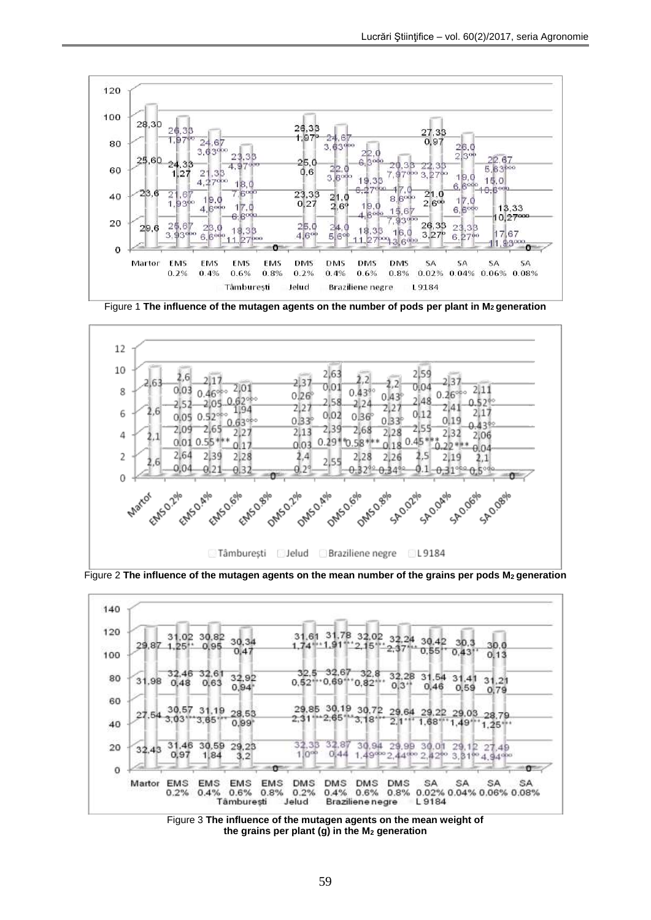Figure 1 **The influence of the mutagen agents on the number of pods per plant in $M_2$ generation**

Figure 2 **The influence of the mutagen agents on the mean number of the grains per pods $M_2$ generation**

Figure 3 **The influence of the mutagen agents on the mean weight of the grains per plant (g) in the $M_2$ generation**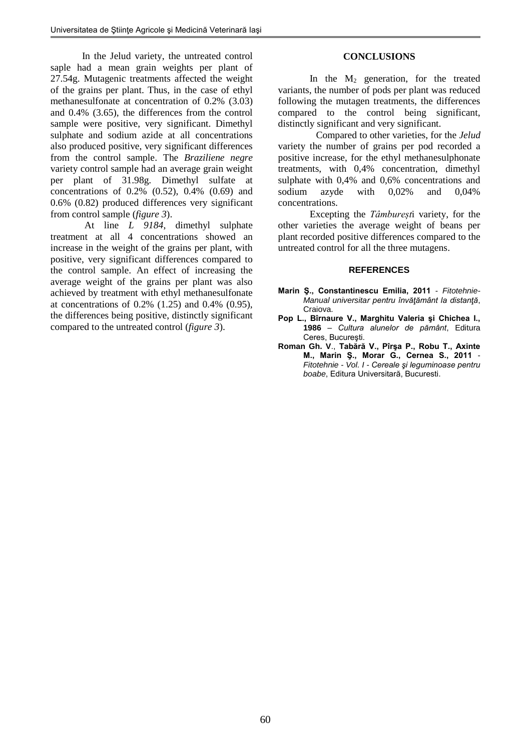In the Jelud variety, the untreated control saple had a mean grain weights per plant of 27.54g. Mutagenic treatments affected the weight of the grains per plant. Thus, in the case of ethyl methanesulfonate at concentration of 0.2% (3.03) and 0.4% (3.65), the differences from the control sample were positive, very significant. Dimethyl sulphate and sodium azide at all concentrations also produced positive, very significant differences from the control sample. The *Braziliene negre* variety control sample had an average grain weight per plant of 31.98g. Dimethyl sulfate at concentrations of 0.2% (0.52), 0.4% (0.69) and 0.6% (0.82) produced differences very significant from control sample (*figure 3*).

At line *L 9184*, dimethyl sulphate treatment at all 4 concentrations showed an increase in the weight of the grains per plant, with positive, very significant differences compared to the control sample. An effect of increasing the average weight of the grains per plant was also achieved by treatment with ethyl methanesulfonate at concentrations of 0.2% (1.25) and 0.4% (0.95), the differences being positive, distinctly significant compared to the untreated control (*figure 3*).

## CONCLUSIONS

In the $M_2$ generation, for the treated variants, the number of pods per plant was reduced following the mutagen treatments, the differences compared to the control being significant, distinctly significant and very significant.

Compared to other varieties, for the *Jelud* variety the number of grains per pod recorded a positive increase, for the ethyl methanesulphonate treatments, with 0,4% concentration, dimethyl sulphate with 0,4% and 0,6% concentrations and sodium azyde with 0,02% and 0,04% concentrations.

Excepting the *Tâmburești* variety, for the other varieties the average weight of beans per plant recorded positive differences compared to the untreated control for all the three mutagens.

## REFERENCES

**Marin Ş., Constantinescu Emilia, 2011** - *Fitotehnie-Manual universitar pentru învăţământ la distanţă*, Craiova.

**Pop L., Bîrnaure V., Marghitu Valeria şi Chichea I., 1986** – *Cultura alunelor de pământ*, Editura Ceres, Bucureşti.

**Roman Gh. V., Tabără V., Pîrşa P., Robu T., Axinte M., Marin Ş., Morar G., Cernea S., 2011** - *Fitotehnie - Vol. I - Cereale şi leguminoase pentru boabe*, Editura Universitară, Bucuresti.